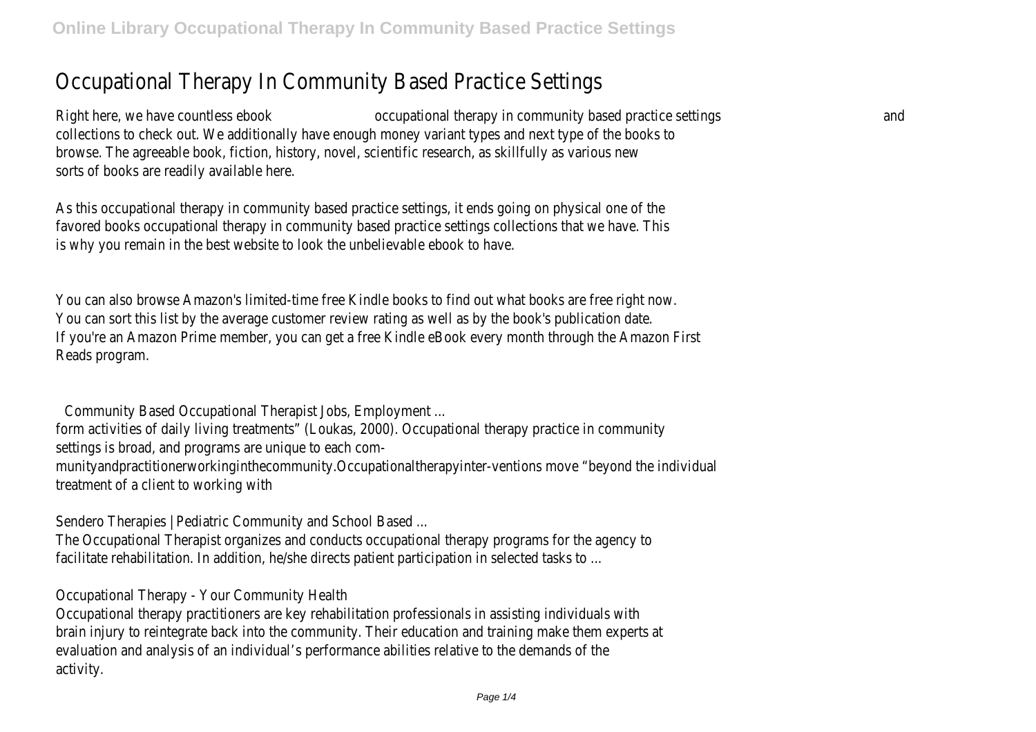# Occupational Therapy In Community Based Practice Settings

Right here, we have countless ebook occupational therapy in community based practice settings and collections to check out. We additionally have enough money variant types and next type of the books to browse. The agreeable book, fiction, history, novel, scientific research, as skillfully as various new sorts of books are readily available here.

As this occupational therapy in community based practice settings, it ends going on physical one of the favored books occupational therapy in community based practice settings collections that we have. This is why you remain in the best website to look the unbelievable ebook to have.

You can also browse Amazon's limited-time free Kindle books to find out what books are free right now. You can sort this list by the average customer review rating as well as by the book's publication date. If you're an Amazon Prime member, you can get a free Kindle eBook every month through the Amazon First Reads program.

## Community Based Occupational Therapist Jobs, Employment ...

form activities of daily living treatments" (Loukas, 2000). Occupational therapy practice in community settings is broad, and programs are unique to each com- munityandpractitionerworkinginthecommunity.Occupationaltherapyinter-ventions move "beyond the individual treatment of a client to working with

## Sendero Therapies | Pediatric Community and School Based ...

The Occupational Therapist organizes and conducts occupational therapy programs for the agency to facilitate rehabilitation. In addition, he/she directs patient participation in selected tasks to ...

## Occupational Therapy - Your Community Health

Occupational therapy practitioners are key rehabilitation professionals in assisting individuals with brain injury to reintegrate back into the community. Their education and training make them experts at evaluation and analysis of an individual's performance abilities relative to the demands of the activity.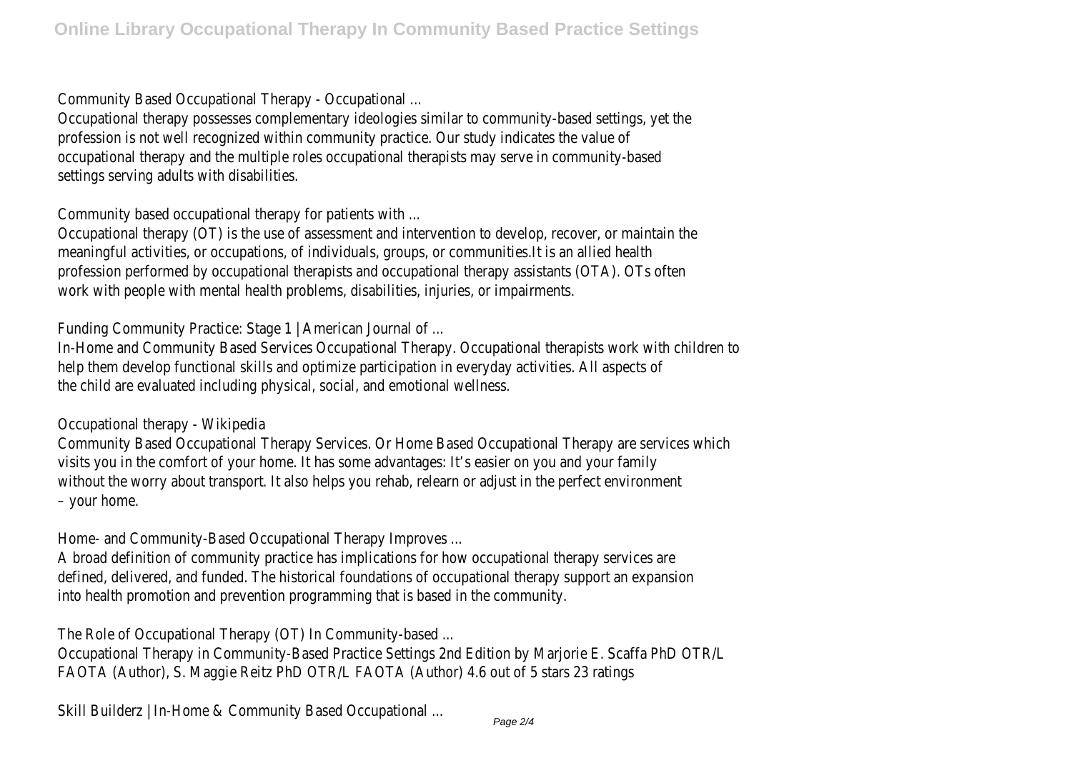Community Based Occupational Therapy - Occupational ...

Occupational therapy possesses complementary ideologies similar to community-based settings, yet the profession is not well recognized within community practice. Our study indicates the value of occupational therapy and the multiple roles occupational therapists may serve in community-based settings serving adults with disabilities.

Community based occupational therapy for patients with ...

Occupational therapy (OT) is the use of assessment and intervention to develop, recover, or maintain the meaningful activities, or occupations, of individuals, groups, or communities.It is an allied health profession performed by occupational therapists and occupational therapy assistants (OTA). OTs often work with people with mental health problems, disabilities, injuries, or impairments.

Funding Community Practice: Stage 1 | American Journal of ...

In-Home and Community Based Services Occupational Therapy. Occupational therapists work with children to help them develop functional skills and optimize participation in everyday activities. All aspects of the child are evaluated including physical, social, and emotional wellness.

Occupational therapy - Wikipedia

Community Based Occupational Therapy Services. Or Home Based Occupational Therapy are services which visits you in the comfort of your home. It has some advantages: It's easier on you and your family without the worry about transport. It also helps you rehab, relearn or adjust in the perfect environment – your home.

Home- and Community-Based Occupational Therapy Improves ...

A broad definition of community practice has implications for how occupational therapy services are defined, delivered, and funded. The historical foundations of occupational therapy support an expansion into health promotion and prevention programming that is based in the community.

The Role of Occupational Therapy (OT) In Community-based ...

Occupational Therapy in Community-Based Practice Settings 2nd Edition by Marjorie E. Scaffa PhD OTR/L FAOTA (Author), S. Maggie Reitz PhD OTR/L FAOTA (Author) 4.6 out of 5 stars 23 ratings

Skill Builderz | In-Home & Community Based Occupational ...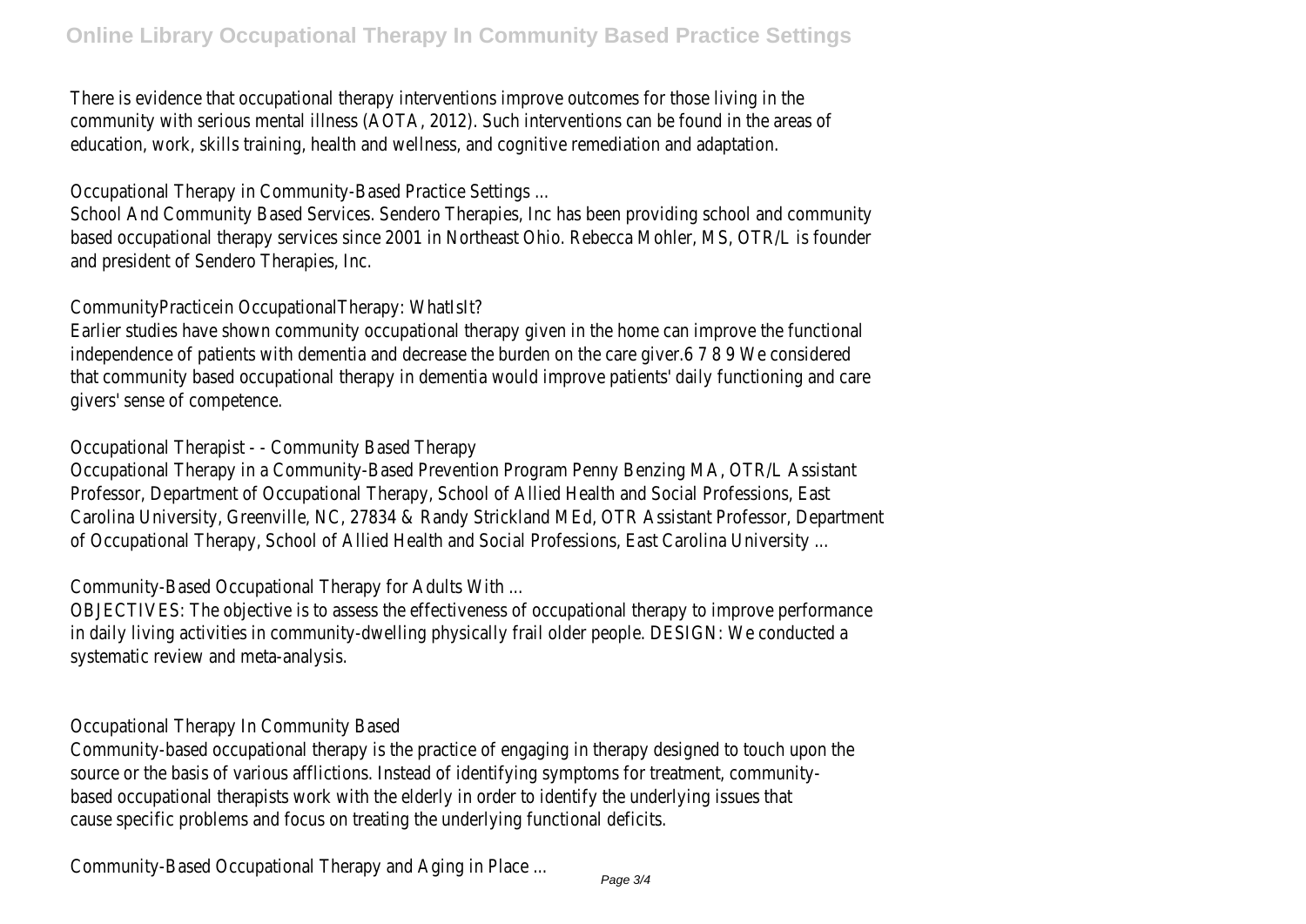There is evidence that occupational therapy interventions improve outcomes for those living in the community with serious mental illness (AOTA, 2012). Such interventions can be found in the areas of education, work, skills training, health and wellness, and cognitive remediation and adaptation.

Occupational Therapy in Community-Based Practice Settings ...

School And Community Based Services. Sendero Therapies, Inc has been providing school and community based occupational therapy services since 2001 in Northeast Ohio. Rebecca Mohler, MS, OTR/L is founder and president of Sendero Therapies, Inc.

CommunityPracticein OccupationalTherapy: WhatIsIt?

Earlier studies have shown community occupational therapy given in the home can improve the functional independence of patients with dementia and decrease the burden on the care giver.6 7 8 9 We considered that community based occupational therapy in dementia would improve patients' daily functioning and care givers' sense of competence.

Occupational Therapist - - Community Based Therapy

Occupational Therapy in a Community-Based Prevention Program Penny Benzing MA, OTR/L Assistant Professor, Department of Occupational Therapy, School of Allied Health and Social Professions, East Carolina University, Greenville, NC, 27834 & Randy Strickland MEd, OTR Assistant Professor, Department of Occupational Therapy, School of Allied Health and Social Professions, East Carolina University ...

Community-Based Occupational Therapy for Adults With ...

OBJECTIVES: The objective is to assess the effectiveness of occupational therapy to improve performance in daily living activities in community-dwelling physically frail older people. DESIGN: We conducted a systematic review and meta-analysis.

Occupational Therapy In Community Based

Community-based occupational therapy is the practice of engaging in therapy designed to touch upon the source or the basis of various afflictions. Instead of identifying symptoms for treatment, community-based occupational therapists work with the elderly in order to identify the underlying issues that cause specific problems and focus on treating the underlying functional deficits.

Community-Based Occupational Therapy and Aging in Place ...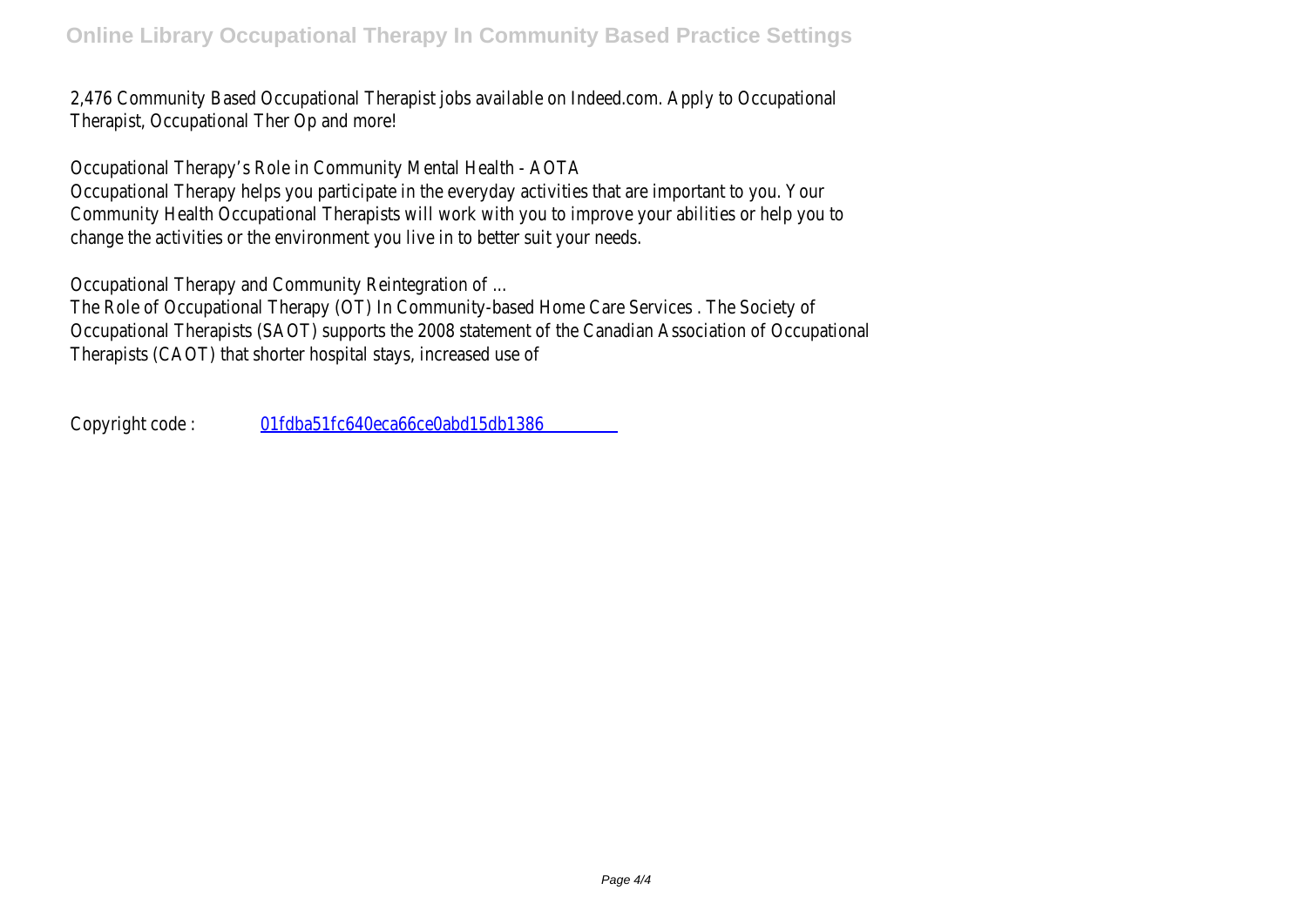2,476 Community Based Occupational Therapist jobs available on Indeed.com. Apply to Occupational Therapist, Occupational Ther Op and more!

Occupational Therapy's Role in Community Mental Health - AOTA

Occupational Therapy helps you participate in the everyday activities that are important to you. Your Community Health Occupational Therapists will work with you to improve your abilities or help you to change the activities or the environment you live in to better suit your needs.

Occupational Therapy and Community Reintegration of ...

The Role of Occupational Therapy (OT) In Community-based Home Care Services . The Society of Occupational Therapists (SAOT) supports the 2008 statement of the Canadian Association of Occupational Therapists (CAOT) that shorter hospital stays, increased use of

Copyright code : [01fdba51fc640eca66ce0abd15db1386]